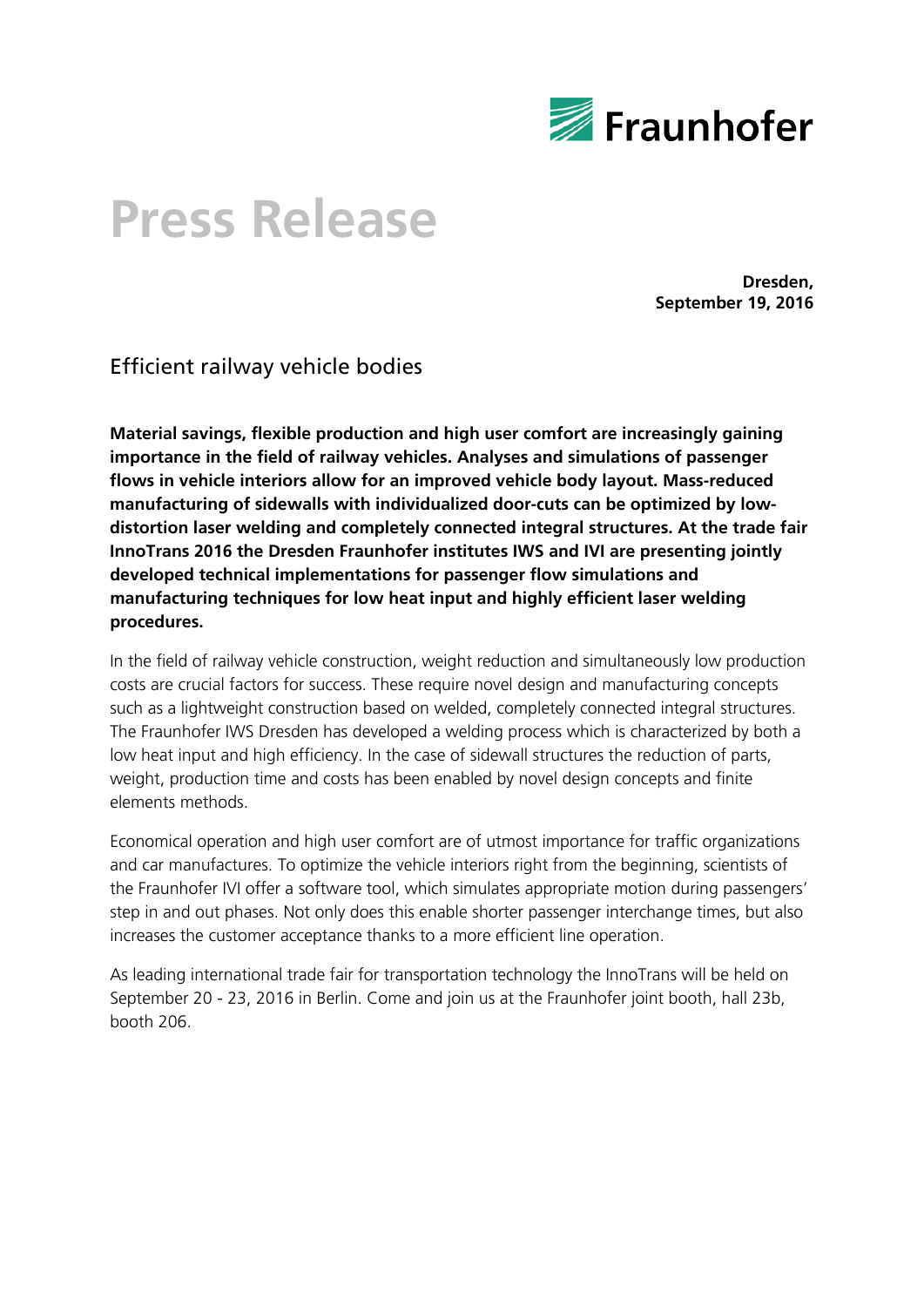Fraunhofer

# Press Release

**Dresden,**
**September 19, 2016**

## Efficient railway vehicle bodies

**Material savings, flexible production and high user comfort are increasingly gaining importance in the field of railway vehicles. Analyses and simulations of passenger flows in vehicle interiors allow for an improved vehicle body layout. Mass-reduced manufacturing of sidewalls with individualized door-cuts can be optimized by low-distortion laser welding and completely connected integral structures. At the trade fair InnoTrans 2016 the Dresden Fraunhofer institutes IWS and IVI are presenting jointly developed technical implementations for passenger flow simulations and manufacturing techniques for low heat input and highly efficient laser welding procedures.**

In the field of railway vehicle construction, weight reduction and simultaneously low production costs are crucial factors for success. These require novel design and manufacturing concepts such as a lightweight construction based on welded, completely connected integral structures. The Fraunhofer IWS Dresden has developed a welding process which is characterized by both a low heat input and high efficiency. In the case of sidewall structures the reduction of parts, weight, production time and costs has been enabled by novel design concepts and finite elements methods.

Economical operation and high user comfort are of utmost importance for traffic organizations and car manufactures. To optimize the vehicle interiors right from the beginning, scientists of the Fraunhofer IVI offer a software tool, which simulates appropriate motion during passengers' step in and out phases. Not only does this enable shorter passenger interchange times, but also increases the customer acceptance thanks to a more efficient line operation.

As leading international trade fair for transportation technology the InnoTrans will be held on September 20 - 23, 2016 in Berlin. Come and join us at the Fraunhofer joint booth, hall 23b, booth 206.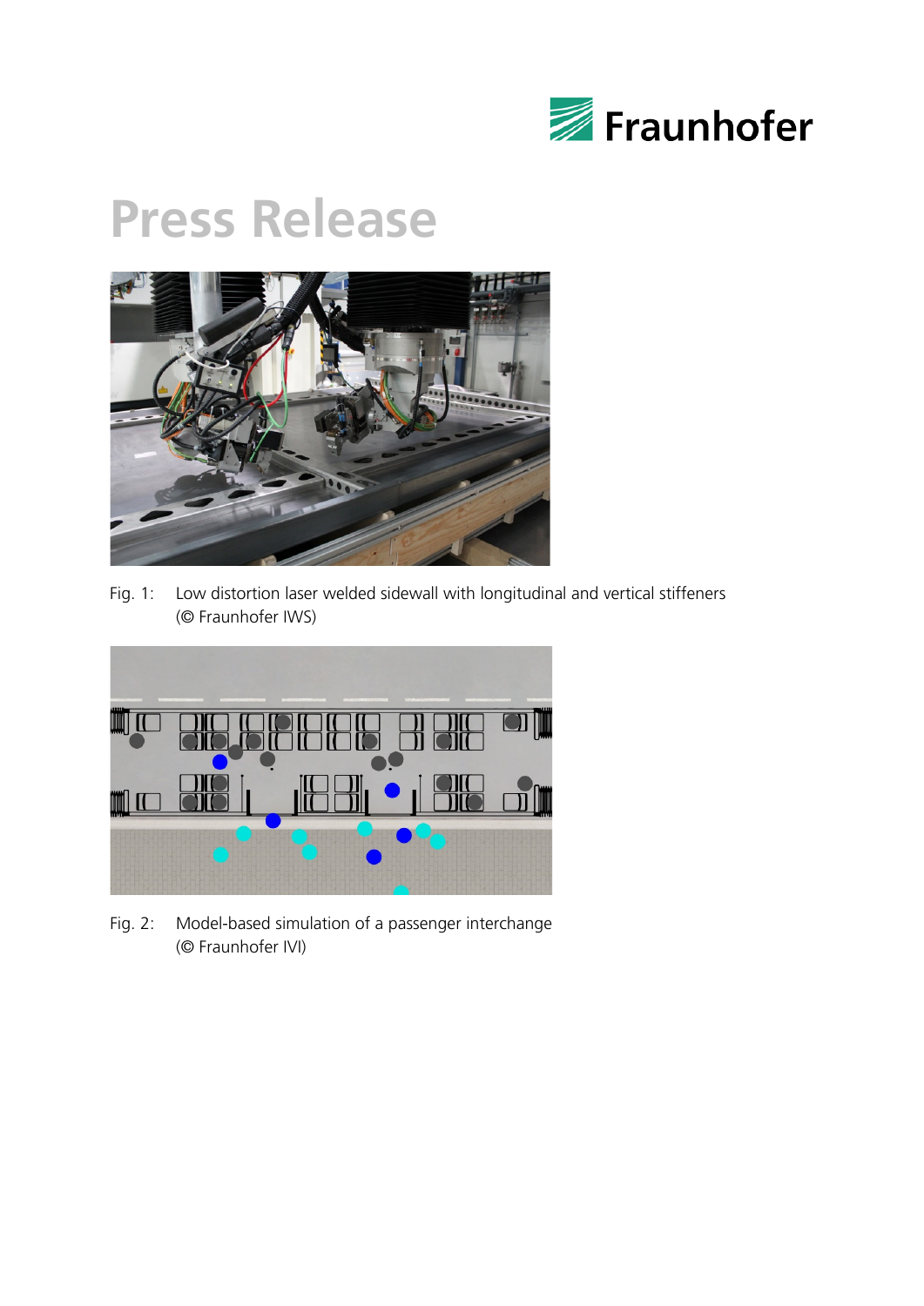# Press Release

Fig. 1: Low distortion laser welded sidewall with longitudinal and vertical stiffeners (© Fraunhofer IWS)

Fig. 2: Model-based simulation of a passenger interchange (© Fraunhofer IVI)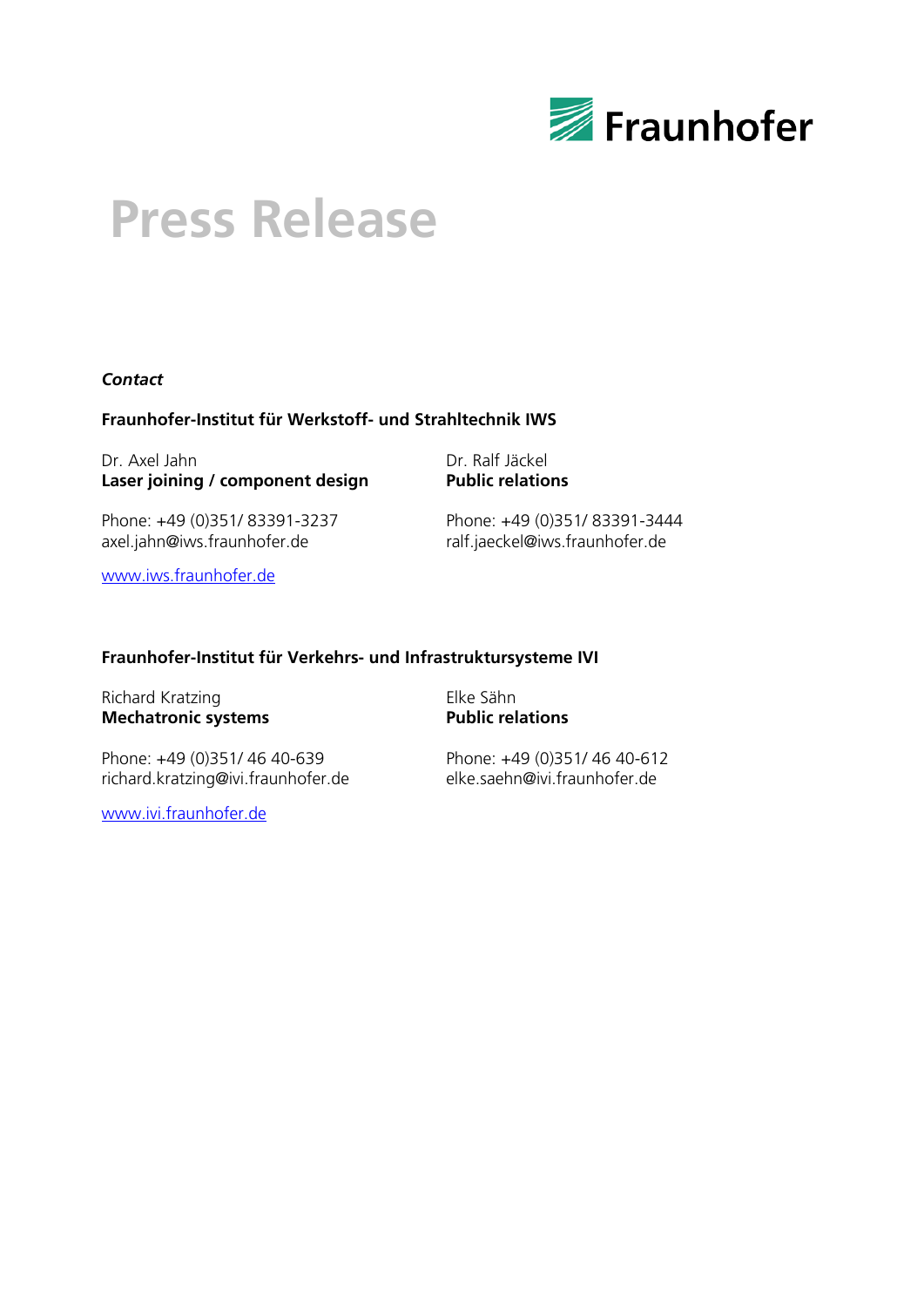Fraunhofer

# Press Release

***Contact***

**Fraunhofer-Institut für Werkstoff- und Strahltechnik IWS**

Dr. Axel Jahn
**Laser joining / component design**

Phone: +49 (0)351/ 83391-3237
axel.jahn@iws.fraunhofer.de

Dr. Ralf Jäckel
**Public relations**

Phone: +49 (0)351/ 83391-3444
ralf.jaeckel@iws.fraunhofer.de

www.iws.fraunhofer.de

**Fraunhofer-Institut für Verkehrs- und Infrastruktursysteme IVI**

Richard Kratzing
**Mechatronic systems**

Phone: +49 (0)351/ 46 40-639
richard.kratzing@ivi.fraunhofer.de

Elke Sähn
**Public relations**

Phone: +49 (0)351/ 46 40-612
elke.saehn@ivi.fraunhofer.de

www.ivi.fraunhofer.de